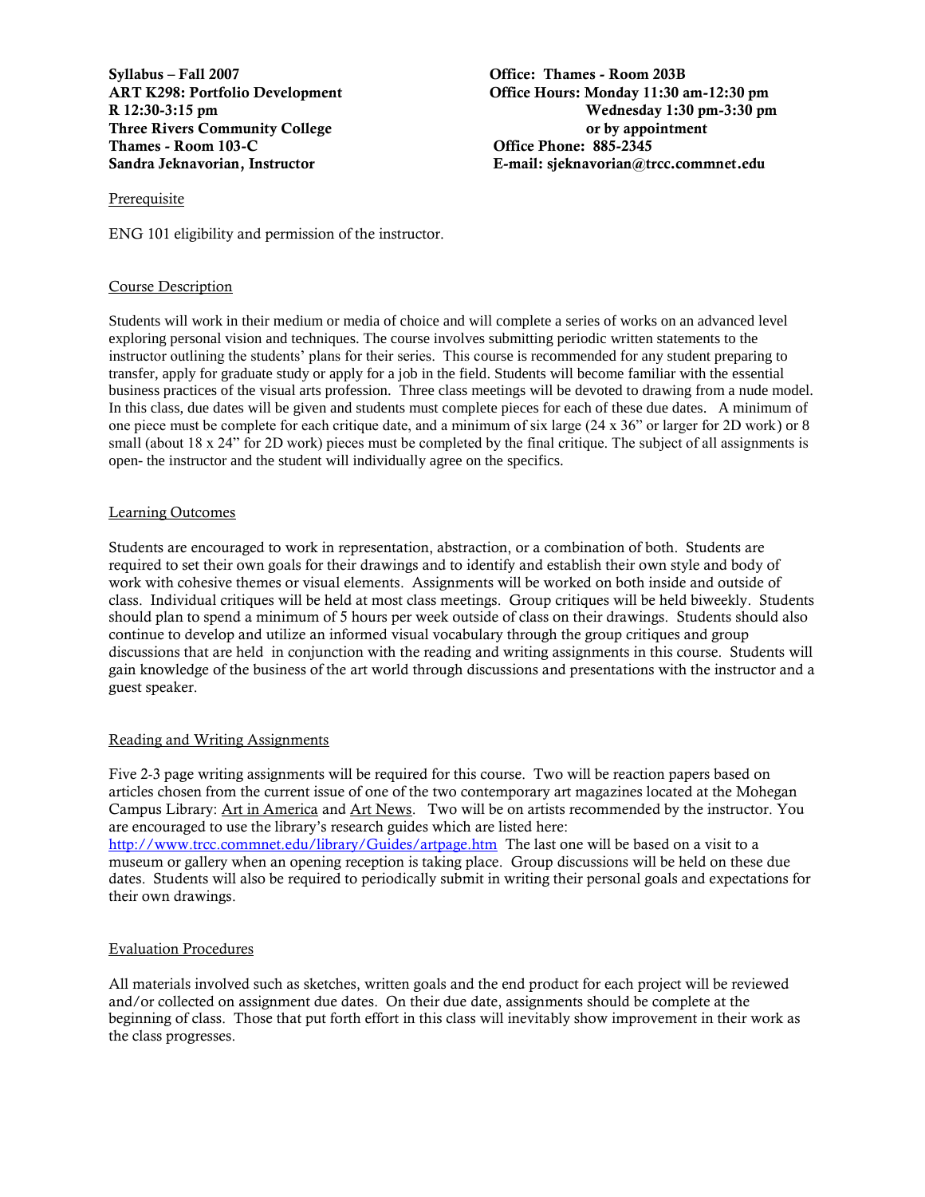**Syllabus – Fall 2007**
**ART K298: Portfolio Development**
**R 12:30-3:15 pm**
**Three Rivers Community College**
**Thames - Room 103-C**
**Sandra Jeknavorian, Instructor**

**Office: Thames - Room 203B**
**Office Hours: Monday 11:30 am-12:30 pm**
**Wednesday 1:30 pm-3:30 pm**
**or by appointment**
**Office Phone: 885-2345**
**E-mail: sjeknavorian@trcc.commnet.edu**

## Prerequisite

ENG 101 eligibility and permission of the instructor.

## Course Description

Students will work in their medium or media of choice and will complete a series of works on an advanced level exploring personal vision and techniques. The course involves submitting periodic written statements to the instructor outlining the students' plans for their series. This course is recommended for any student preparing to transfer, apply for graduate study or apply for a job in the field. Students will become familiar with the essential business practices of the visual arts profession. Three class meetings will be devoted to drawing from a nude model. In this class, due dates will be given and students must complete pieces for each of these due dates. A minimum of one piece must be complete for each critique date, and a minimum of six large (24 x 36" or larger for 2D work) or 8 small (about 18 x 24" for 2D work) pieces must be completed by the final critique. The subject of all assignments is open- the instructor and the student will individually agree on the specifics.

## Learning Outcomes

Students are encouraged to work in representation, abstraction, or a combination of both. Students are required to set their own goals for their drawings and to identify and establish their own style and body of work with cohesive themes or visual elements. Assignments will be worked on both inside and outside of class. Individual critiques will be held at most class meetings. Group critiques will be held biweekly. Students should plan to spend a minimum of 5 hours per week outside of class on their drawings. Students should also continue to develop and utilize an informed visual vocabulary through the group critiques and group discussions that are held in conjunction with the reading and writing assignments in this course. Students will gain knowledge of the business of the art world through discussions and presentations with the instructor and a guest speaker.

## Reading and Writing Assignments

Five 2-3 page writing assignments will be required for this course. Two will be reaction papers based on articles chosen from the current issue of one of the two contemporary art magazines located at the Mohegan Campus Library: Art in America and Art News. Two will be on artists recommended by the instructor. You are encouraged to use the library's research guides which are listed here: http://www.trcc.commnet.edu/library/Guides/artpage.htm The last one will be based on a visit to a museum or gallery when an opening reception is taking place. Group discussions will be held on these due dates. Students will also be required to periodically submit in writing their personal goals and expectations for their own drawings.

## Evaluation Procedures

All materials involved such as sketches, written goals and the end product for each project will be reviewed and/or collected on assignment due dates. On their due date, assignments should be complete at the beginning of class. Those that put forth effort in this class will inevitably show improvement in their work as the class progresses.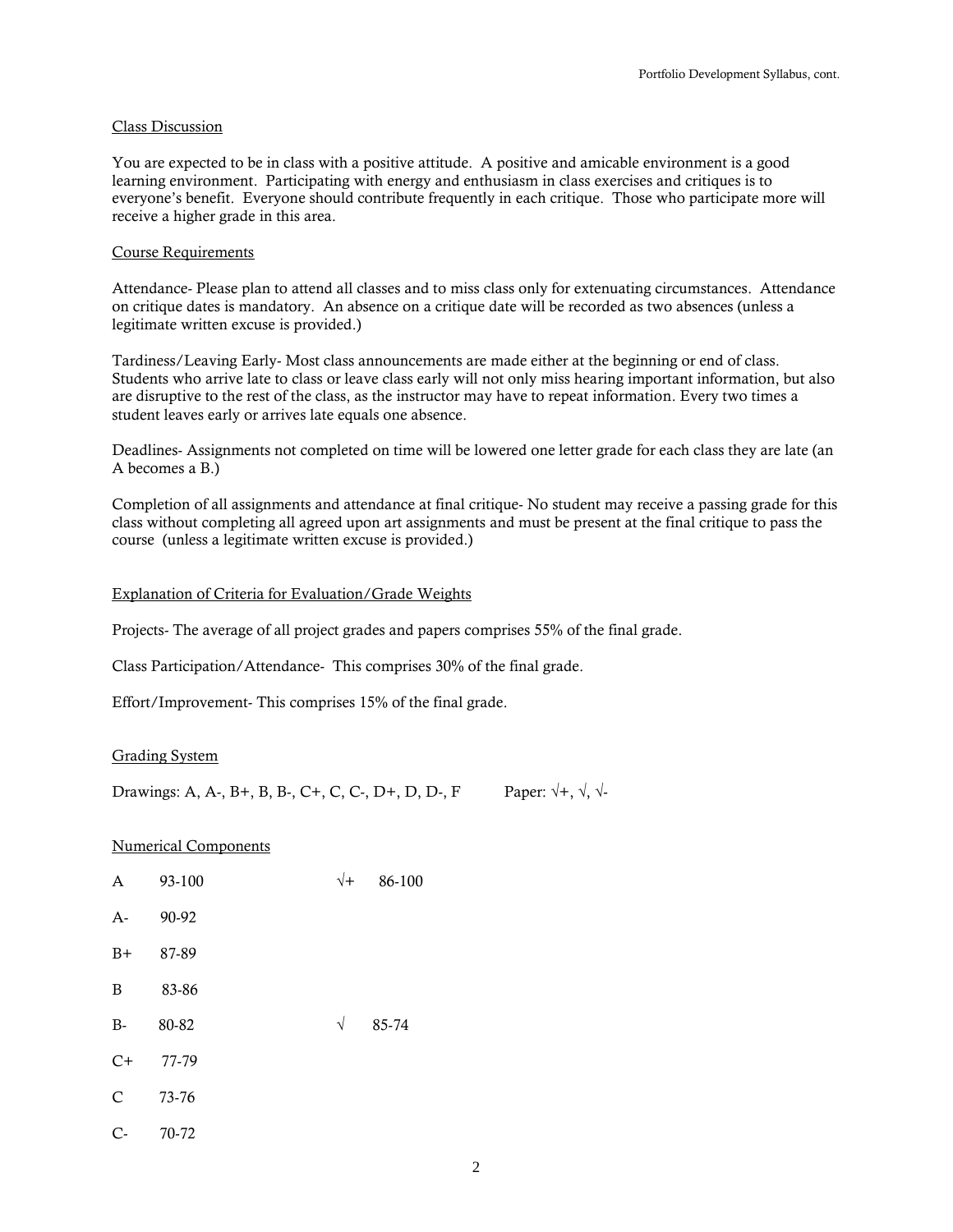## Class Discussion

You are expected to be in class with a positive attitude. A positive and amicable environment is a good learning environment. Participating with energy and enthusiasm in class exercises and critiques is to everyone's benefit. Everyone should contribute frequently in each critique. Those who participate more will receive a higher grade in this area.

## Course Requirements

Attendance- Please plan to attend all classes and to miss class only for extenuating circumstances. Attendance on critique dates is mandatory. An absence on a critique date will be recorded as two absences (unless a legitimate written excuse is provided.)

Tardiness/Leaving Early- Most class announcements are made either at the beginning or end of class. Students who arrive late to class or leave class early will not only miss hearing important information, but also are disruptive to the rest of the class, as the instructor may have to repeat information. Every two times a student leaves early or arrives late equals one absence.

Deadlines- Assignments not completed on time will be lowered one letter grade for each class they are late (an A becomes a B.)

Completion of all assignments and attendance at final critique- No student may receive a passing grade for this class without completing all agreed upon art assignments and must be present at the final critique to pass the course (unless a legitimate written excuse is provided.)

## Explanation of Criteria for Evaluation/Grade Weights

Projects- The average of all project grades and papers comprises 55% of the final grade.

Class Participation/Attendance- This comprises 30% of the final grade.

Effort/Improvement- This comprises 15% of the final grade.

## Grading System

Drawings: A, A-, B+, B, B-, C+, C, C-, D+, D, D-, F      Paper: √+, √, √-

## Numerical Components

| | | | |
|---|---|---|---|
| A | 93-100 | √+ | 86-100 |
| A- | 90-92 | | |
| B+ | 87-89 | | |
| B | 83-86 | | |
| B- | 80-82 | √ | 85-74 |
| C+ | 77-79 | | |
| C | 73-76 | | |
| C- | 70-72 | | |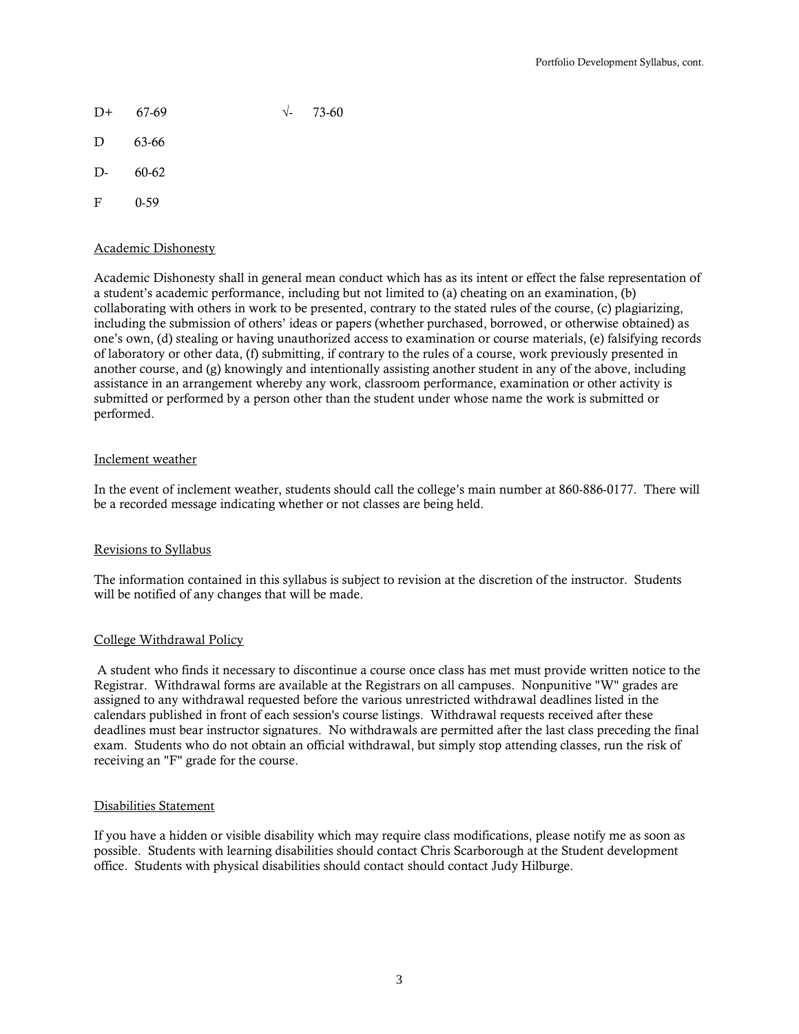| | | | |
|---|---|---|---|
| D+ | 67-69 | √- | 73-60 |
| D | 63-66 | | |
| D- | 60-62 | | |
| F | 0-59 | | |

Academic Dishonesty

Academic Dishonesty shall in general mean conduct which has as its intent or effect the false representation of a student's academic performance, including but not limited to (a) cheating on an examination, (b) collaborating with others in work to be presented, contrary to the stated rules of the course, (c) plagiarizing, including the submission of others' ideas or papers (whether purchased, borrowed, or otherwise obtained) as one's own, (d) stealing or having unauthorized access to examination or course materials, (e) falsifying records of laboratory or other data, (f) submitting, if contrary to the rules of a course, work previously presented in another course, and (g) knowingly and intentionally assisting another student in any of the above, including assistance in an arrangement whereby any work, classroom performance, examination or other activity is submitted or performed by a person other than the student under whose name the work is submitted or performed.

Inclement weather

In the event of inclement weather, students should call the college's main number at 860-886-0177. There will be a recorded message indicating whether or not classes are being held.

Revisions to Syllabus

The information contained in this syllabus is subject to revision at the discretion of the instructor. Students will be notified of any changes that will be made.

College Withdrawal Policy

A student who finds it necessary to discontinue a course once class has met must provide written notice to the Registrar. Withdrawal forms are available at the Registrars on all campuses. Nonpunitive "W" grades are assigned to any withdrawal requested before the various unrestricted withdrawal deadlines listed in the calendars published in front of each session's course listings. Withdrawal requests received after these deadlines must bear instructor signatures. No withdrawals are permitted after the last class preceding the final exam. Students who do not obtain an official withdrawal, but simply stop attending classes, run the risk of receiving an "F" grade for the course.

Disabilities Statement

If you have a hidden or visible disability which may require class modifications, please notify me as soon as possible. Students with learning disabilities should contact Chris Scarborough at the Student development office. Students with physical disabilities should contact should contact Judy Hilburge.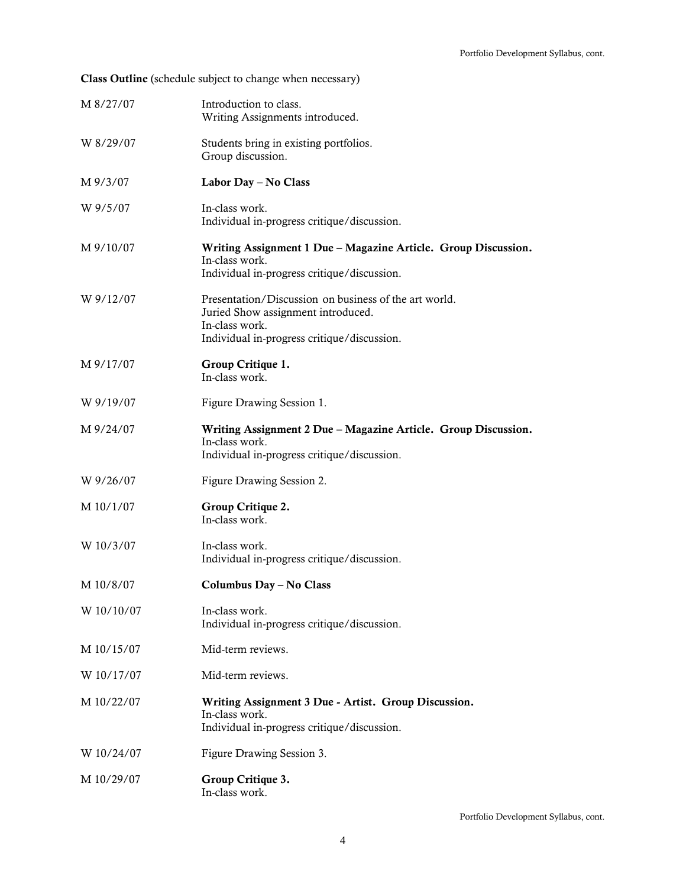**Class Outline** (schedule subject to change when necessary)

| | |
|---|---|
| M 8/27/07 | Introduction to class.<br>Writing Assignments introduced. |
| W 8/29/07 | Students bring in existing portfolios.<br>Group discussion. |
| M 9/3/07 | **Labor Day – No Class** |
| W 9/5/07 | In-class work.<br>Individual in-progress critique/discussion. |
| M 9/10/07 | **Writing Assignment 1 Due – Magazine Article. Group Discussion.**<br>In-class work.<br>Individual in-progress critique/discussion. |
| W 9/12/07 | Presentation/Discussion on business of the art world.<br>Juried Show assignment introduced.<br>In-class work.<br>Individual in-progress critique/discussion. |
| M 9/17/07 | **Group Critique 1.**<br>In-class work. |
| W 9/19/07 | Figure Drawing Session 1. |
| M 9/24/07 | **Writing Assignment 2 Due – Magazine Article. Group Discussion.**<br>In-class work.<br>Individual in-progress critique/discussion. |
| W 9/26/07 | Figure Drawing Session 2. |
| M 10/1/07 | **Group Critique 2.**<br>In-class work. |
| W 10/3/07 | In-class work.<br>Individual in-progress critique/discussion. |
| M 10/8/07 | **Columbus Day – No Class** |
| W 10/10/07 | In-class work.<br>Individual in-progress critique/discussion. |
| M 10/15/07 | Mid-term reviews. |
| W 10/17/07 | Mid-term reviews. |
| M 10/22/07 | **Writing Assignment 3 Due - Artist. Group Discussion.**<br>In-class work.<br>Individual in-progress critique/discussion. |
| W 10/24/07 | Figure Drawing Session 3. |
| M 10/29/07 | **Group Critique 3.**<br>In-class work. |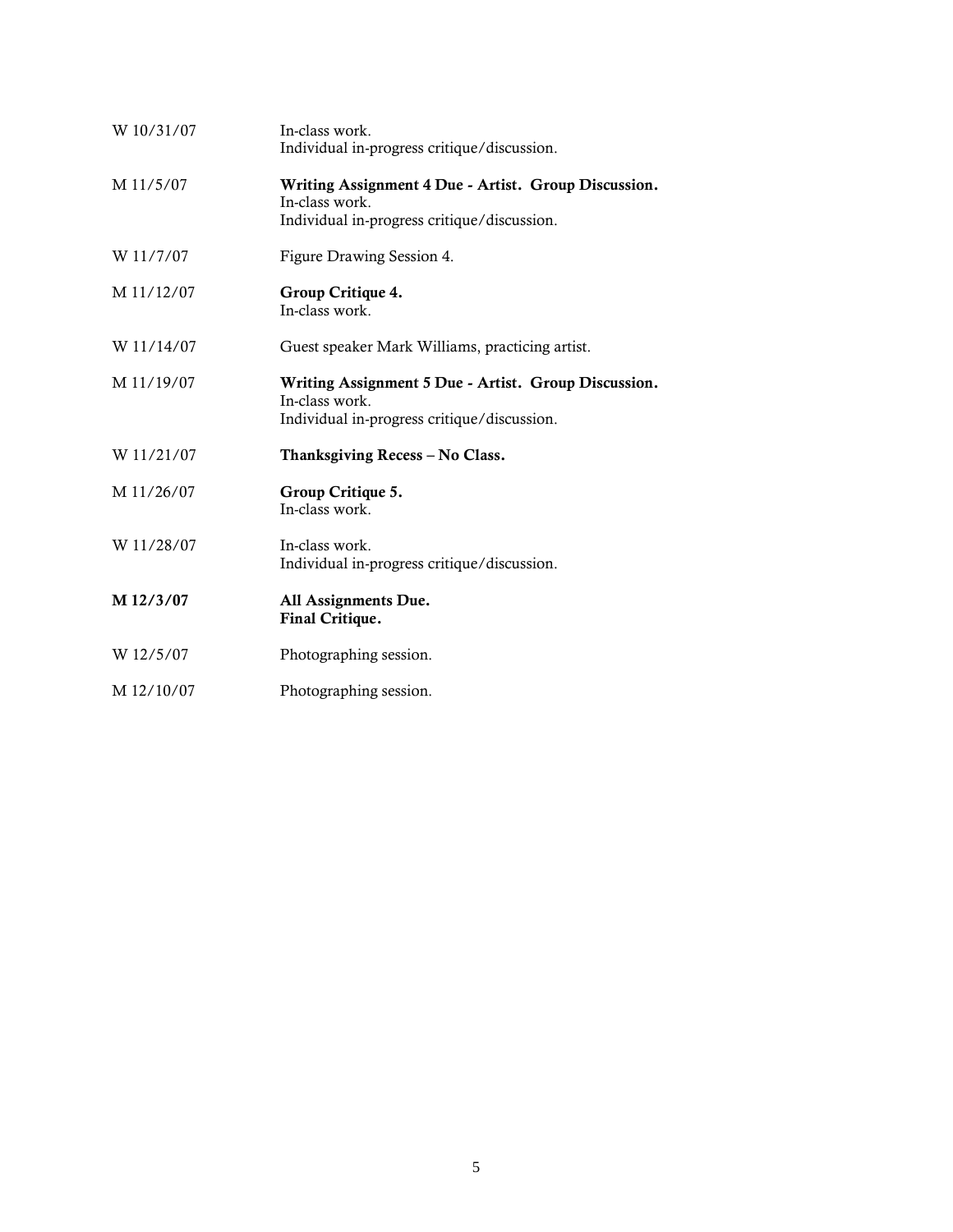| | |
|---|---|
| W 10/31/07 | In-class work.<br>Individual in-progress critique/discussion. |
| M 11/5/07 | **Writing Assignment 4 Due - Artist. Group Discussion.**<br>In-class work.<br>Individual in-progress critique/discussion. |
| W 11/7/07 | Figure Drawing Session 4. |
| M 11/12/07 | **Group Critique 4.**<br>In-class work. |
| W 11/14/07 | Guest speaker Mark Williams, practicing artist. |
| M 11/19/07 | **Writing Assignment 5 Due - Artist. Group Discussion.**<br>In-class work.<br>Individual in-progress critique/discussion. |
| W 11/21/07 | **Thanksgiving Recess – No Class.** |
| M 11/26/07 | **Group Critique 5.**<br>In-class work. |
| W 11/28/07 | In-class work.<br>Individual in-progress critique/discussion. |
| **M 12/3/07** | **All Assignments Due.**<br>**Final Critique.** |
| W 12/5/07 | Photographing session. |
| M 12/10/07 | Photographing session. |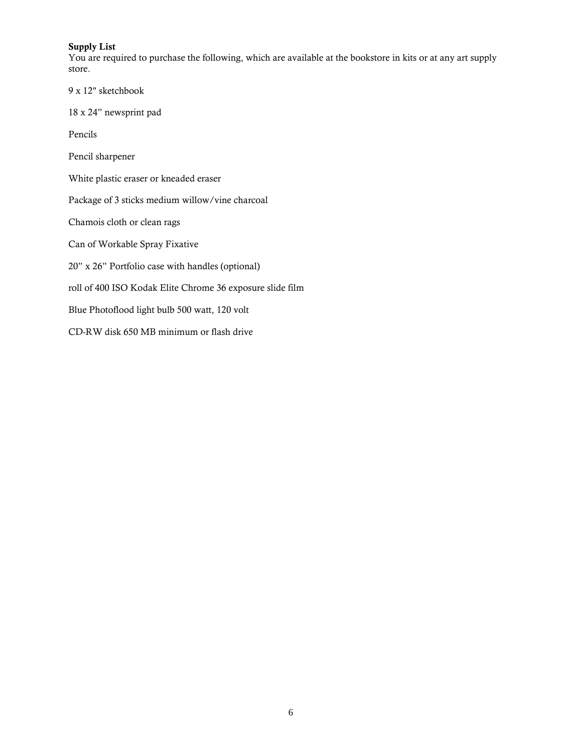**Supply List**
You are required to purchase the following, which are available at the bookstore in kits or at any art supply store.

9 x 12" sketchbook

18 x 24" newsprint pad

Pencils

Pencil sharpener

White plastic eraser or kneaded eraser

Package of 3 sticks medium willow/vine charcoal

Chamois cloth or clean rags

Can of Workable Spray Fixative

20" x 26" Portfolio case with handles (optional)

roll of 400 ISO Kodak Elite Chrome 36 exposure slide film

Blue Photoflood light bulb 500 watt, 120 volt

CD-RW disk 650 MB minimum or flash drive